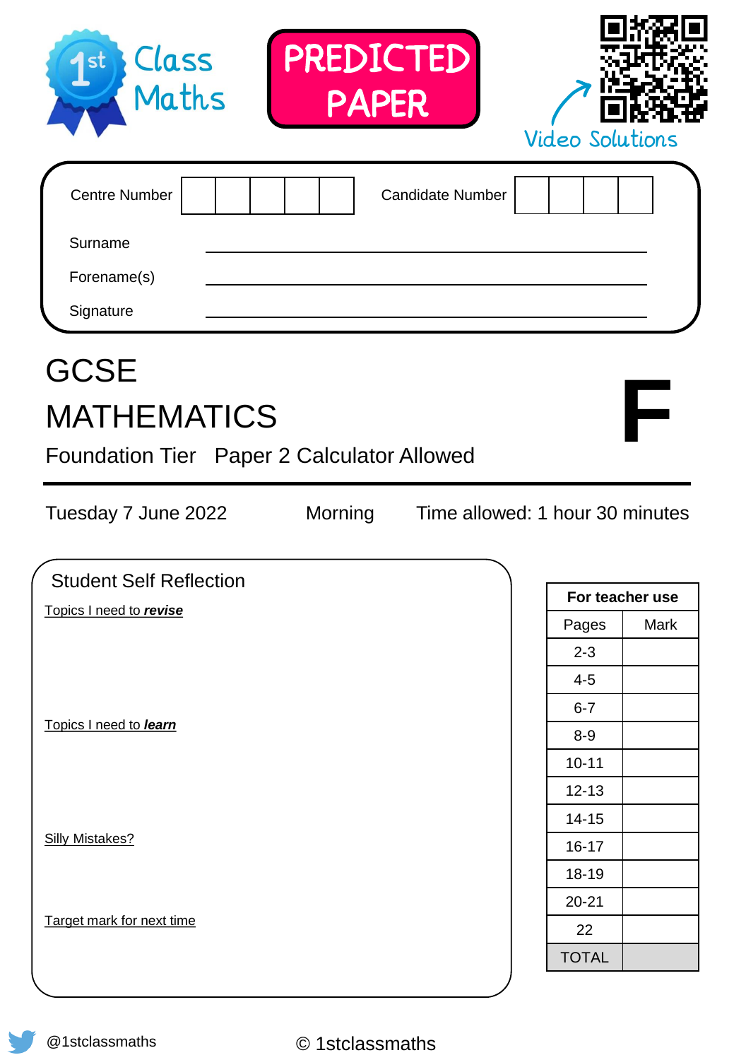1st Class Maths

**PREDICTED PAPER**

Video Solutions

| Centre Number | | | | | | Candidate Number | | | | |
|---|---|---|---|---|---|---|---|---|---|---|

Surname ____________________

Forename(s) ____________________

Signature ____________________

# GCSE
# MATHEMATICS

**F**

## Foundation Tier   Paper 2 Calculator Allowed

Tuesday 7 June 2022    Morning    Time allowed: 1 hour 30 minutes

### Student Self Reflection

Topics I need to ***revise***

Topics I need to ***learn***

Silly Mistakes?

Target mark for next time

| For teacher use | |
|---|---|
| Pages | Mark |
| 2-3 | |
| 4-5 | |
| 6-7 | |
| 8-9 | |
| 10-11 | |
| 12-13 | |
| 14-15 | |
| 16-17 | |
| 18-19 | |
| 20-21 | |
| 22 | |
| TOTAL | |

@1stclassmaths

© 1stclassmaths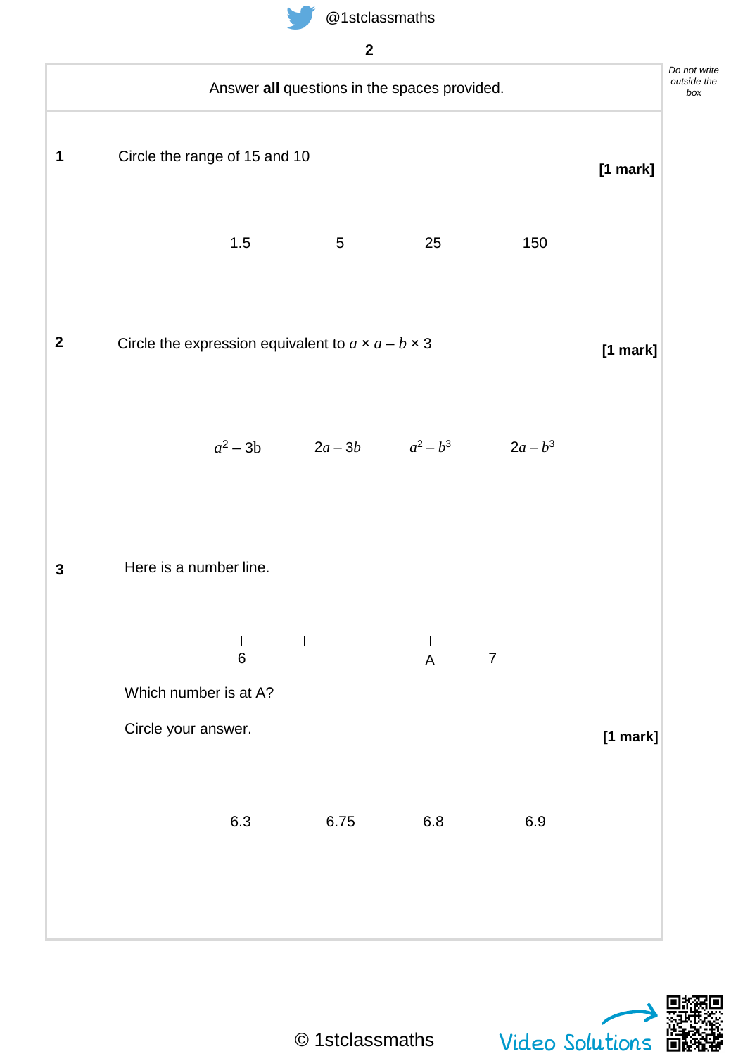Answer **all** questions in the spaces provided.

**1** Circle the range of 15 and 10 **[1 mark]**

1.5 &nbsp;&nbsp;&nbsp;&nbsp; 5 &nbsp;&nbsp;&nbsp;&nbsp; 25 &nbsp;&nbsp;&nbsp;&nbsp; 150

**2** Circle the expression equivalent to $a \times a - b \times 3$ **[1 mark]**

$a^2 - 3b$ &nbsp;&nbsp;&nbsp;&nbsp; $2a - 3b$ &nbsp;&nbsp;&nbsp;&nbsp; $a^2 - b^3$ &nbsp;&nbsp;&nbsp;&nbsp; $2a - b^3$

**3** Here is a number line.

6 ——|——|——|—— A ——| 7

Which number is at A?

Circle your answer. **[1 mark]**

6.3 &nbsp;&nbsp;&nbsp;&nbsp; 6.75 &nbsp;&nbsp;&nbsp;&nbsp; 6.8 &nbsp;&nbsp;&nbsp;&nbsp; 6.9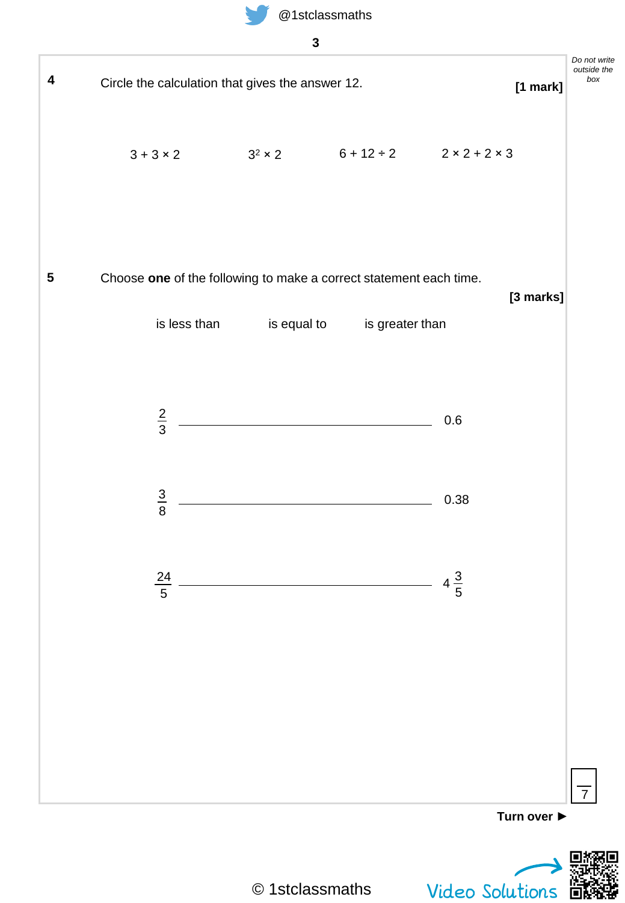**4** Circle the calculation that gives the answer 12. **[1 mark]**

$3 + 3 \times 2$ $\quad\quad$ $3^2 \times 2$ $\quad\quad$ $6 + 12 \div 2$ $\quad\quad$ $2 \times 2 + 2 \times 3$

**5** Choose **one** of the following to make a correct statement each time. **[3 marks]**

is less than $\quad\quad$ is equal to $\quad\quad$ is greater than

$\frac{2}{3}$ \_\_\_\_\_\_\_\_\_\_\_\_\_\_\_\_\_\_\_\_\_\_\_\_\_\_\_\_\_\_ 0.6

$\frac{3}{8}$ \_\_\_\_\_\_\_\_\_\_\_\_\_\_\_\_\_\_\_\_\_\_\_\_\_\_\_\_\_\_ 0.38

$\frac{24}{5}$ \_\_\_\_\_\_\_\_\_\_\_\_\_\_\_\_\_\_\_\_\_\_\_\_\_\_\_\_\_\_ $4\frac{3}{5}$

Turn over ►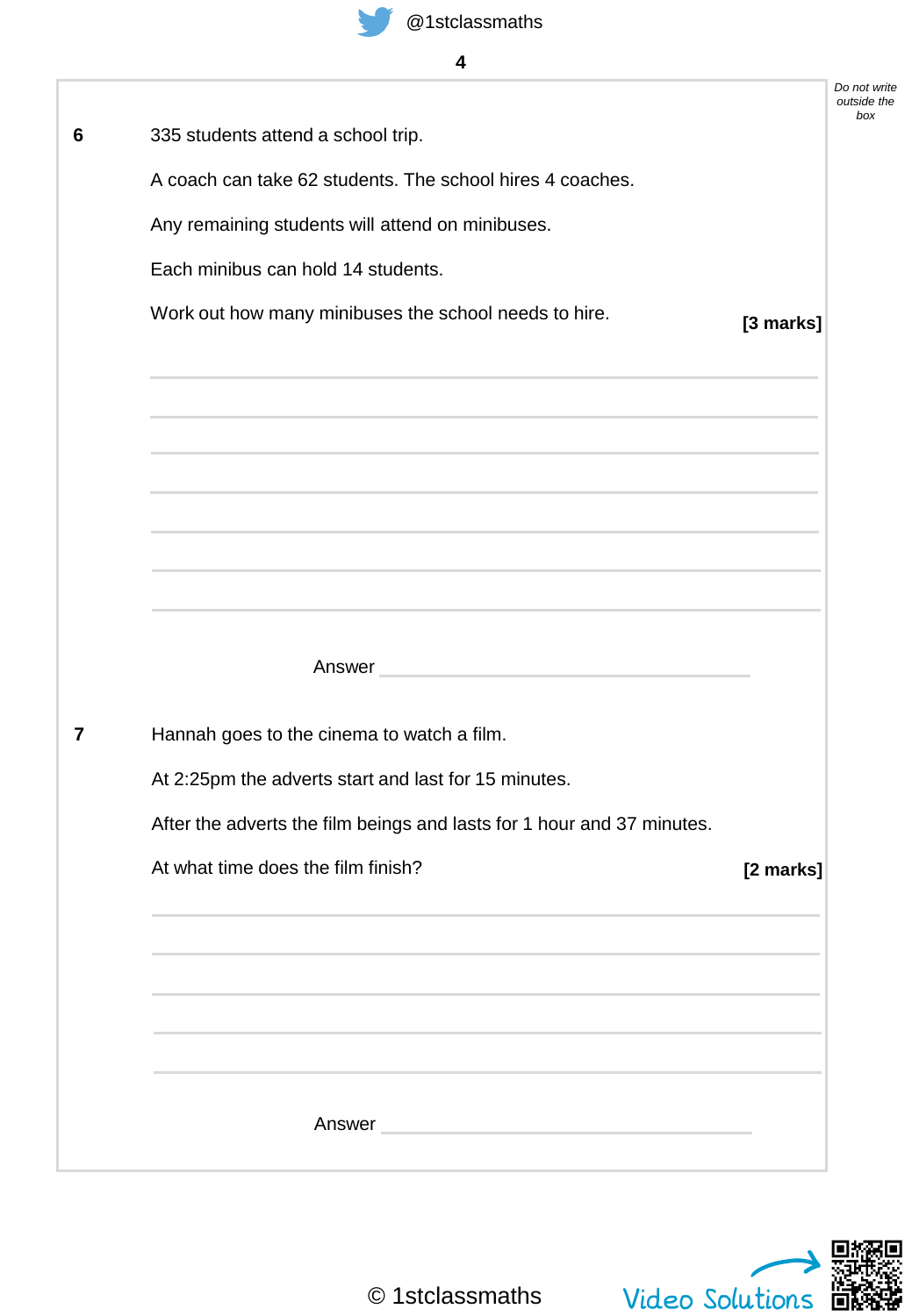**6** 335 students attend a school trip.

A coach can take 62 students. The school hires 4 coaches.

Any remaining students will attend on minibuses.

Each minibus can hold 14 students.

Work out how many minibuses the school needs to hire. **[3 marks]**

Answer ____________________

**7** Hannah goes to the cinema to watch a film.

At 2:25pm the adverts start and last for 15 minutes.

After the adverts the film beings and lasts for 1 hour and 37 minutes.

At what time does the film finish? **[2 marks]**

Answer ____________________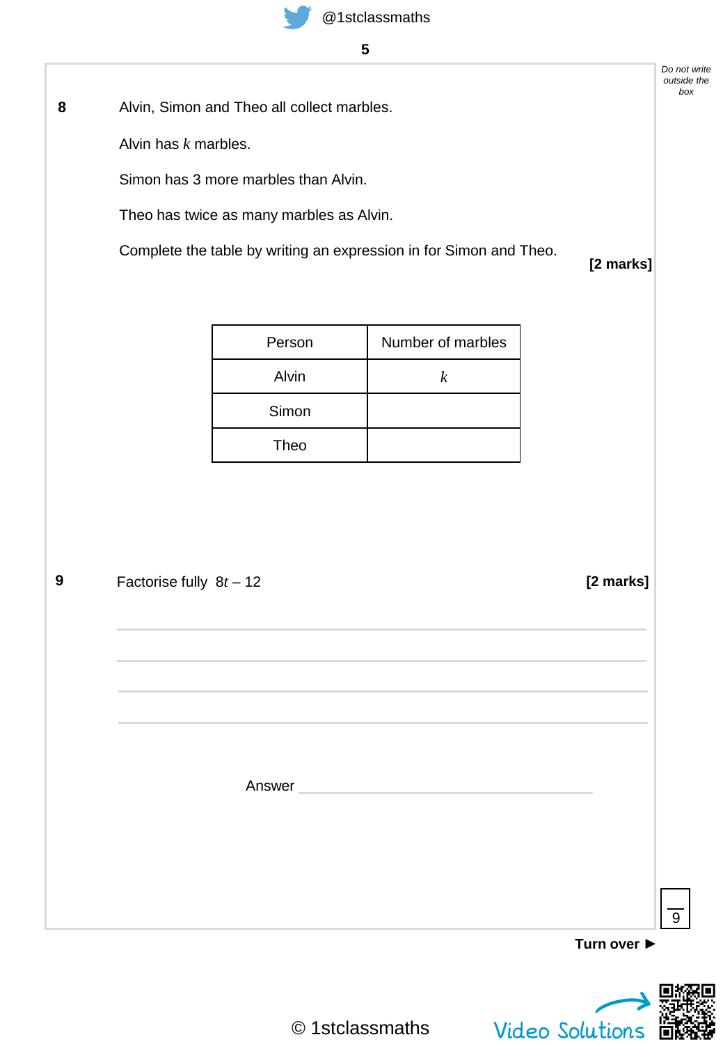**8** Alvin, Simon and Theo all collect marbles.

Alvin has $k$ marbles.

Simon has 3 more marbles than Alvin.

Theo has twice as many marbles as Alvin.

Complete the table by writing an expression in for Simon and Theo.

**[2 marks]**

| Person | Number of marbles |
|---|---|
| Alvin | $k$ |
| Simon | |
| Theo | |

**9** Factorise fully $8t - 12$ **[2 marks]**

Answer ______________________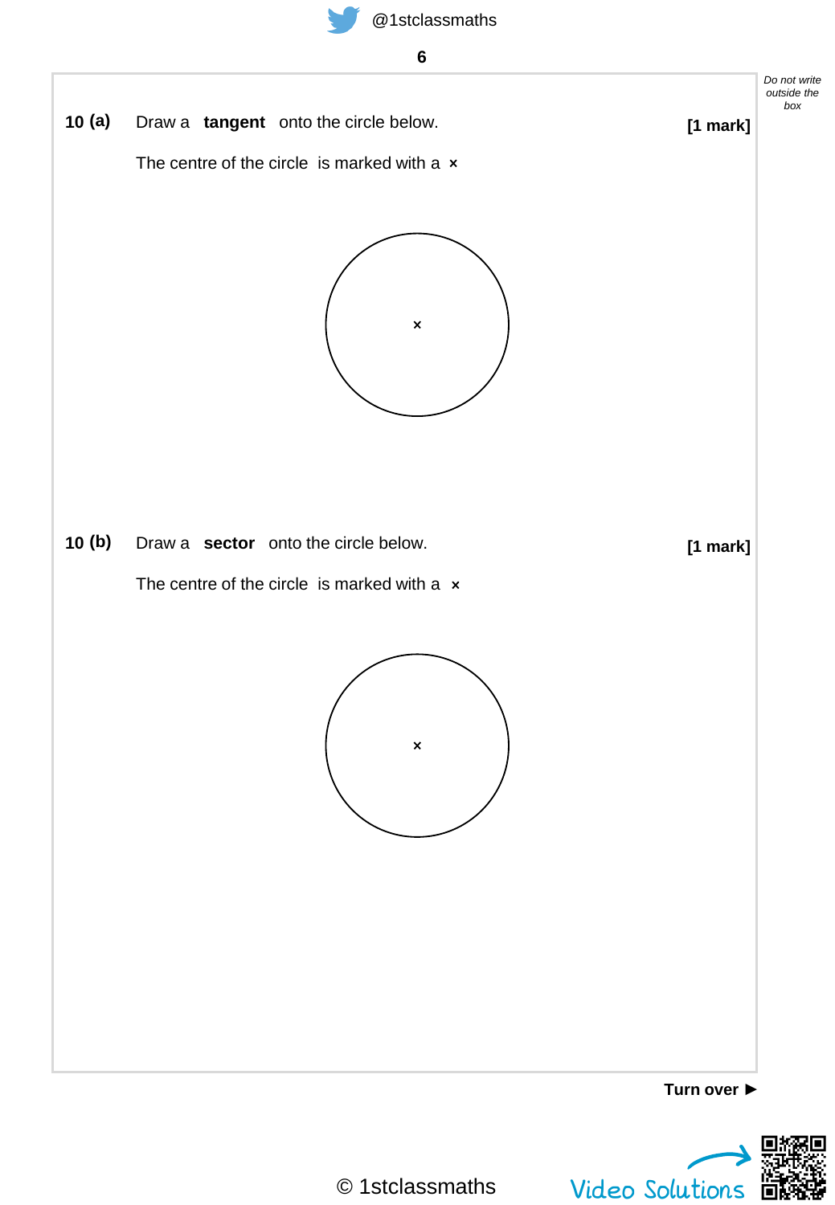**10 (a)** Draw a **tangent** onto the circle below. **[1 mark]**

The centre of the circle is marked with a ×

**10 (b)** Draw a **sector** onto the circle below. **[1 mark]**

The centre of the circle is marked with a ×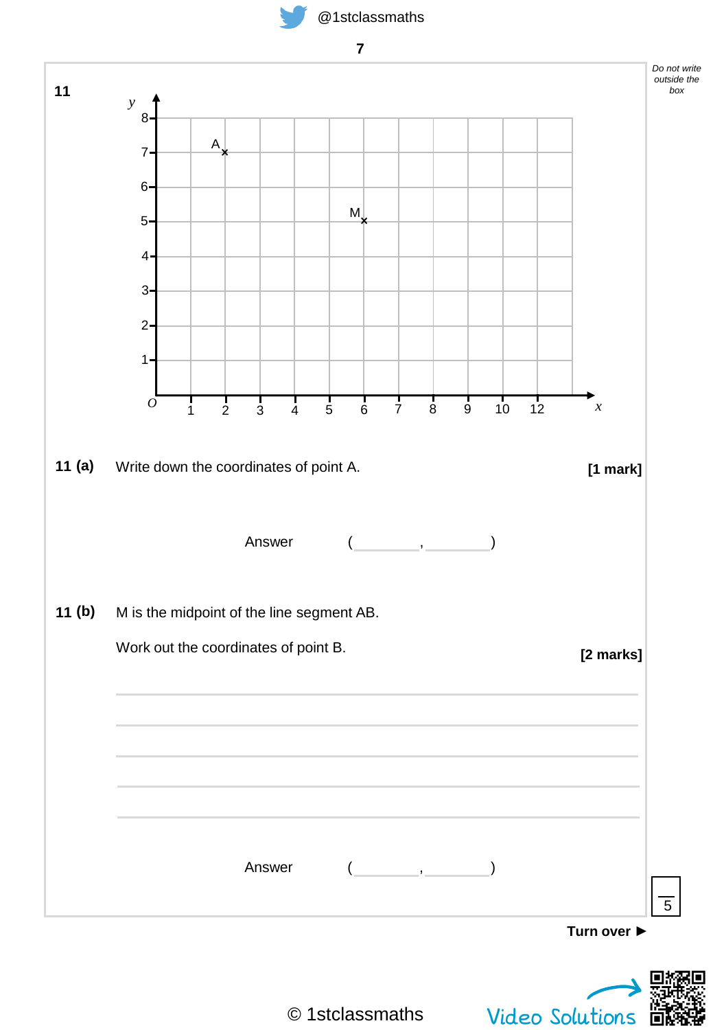**11**

**11 (a)** Write down the coordinates of point A. **[1 mark]**

Answer ( ______ , ______ )

**11 (b)** M is the midpoint of the line segment AB.

Work out the coordinates of point B. **[2 marks]**

Answer ( ______ , ______ )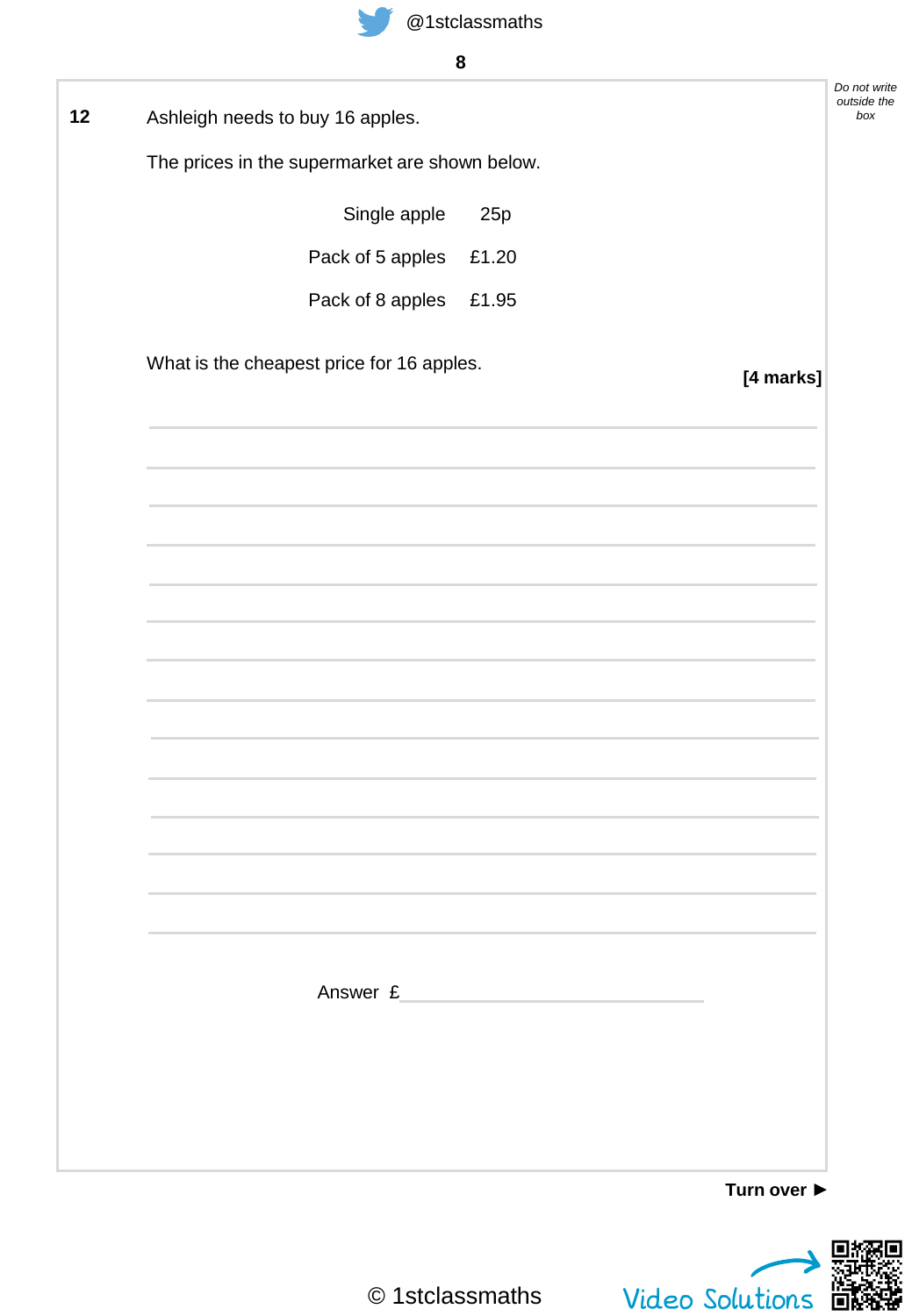**12** Ashleigh needs to buy 16 apples.

The prices in the supermarket are shown below.

| | |
|---|---|
| Single apple | 25p |
| Pack of 5 apples | £1.20 |
| Pack of 8 apples | £1.95 |

What is the cheapest price for 16 apples.

**[4 marks]**

Answer £ ____________________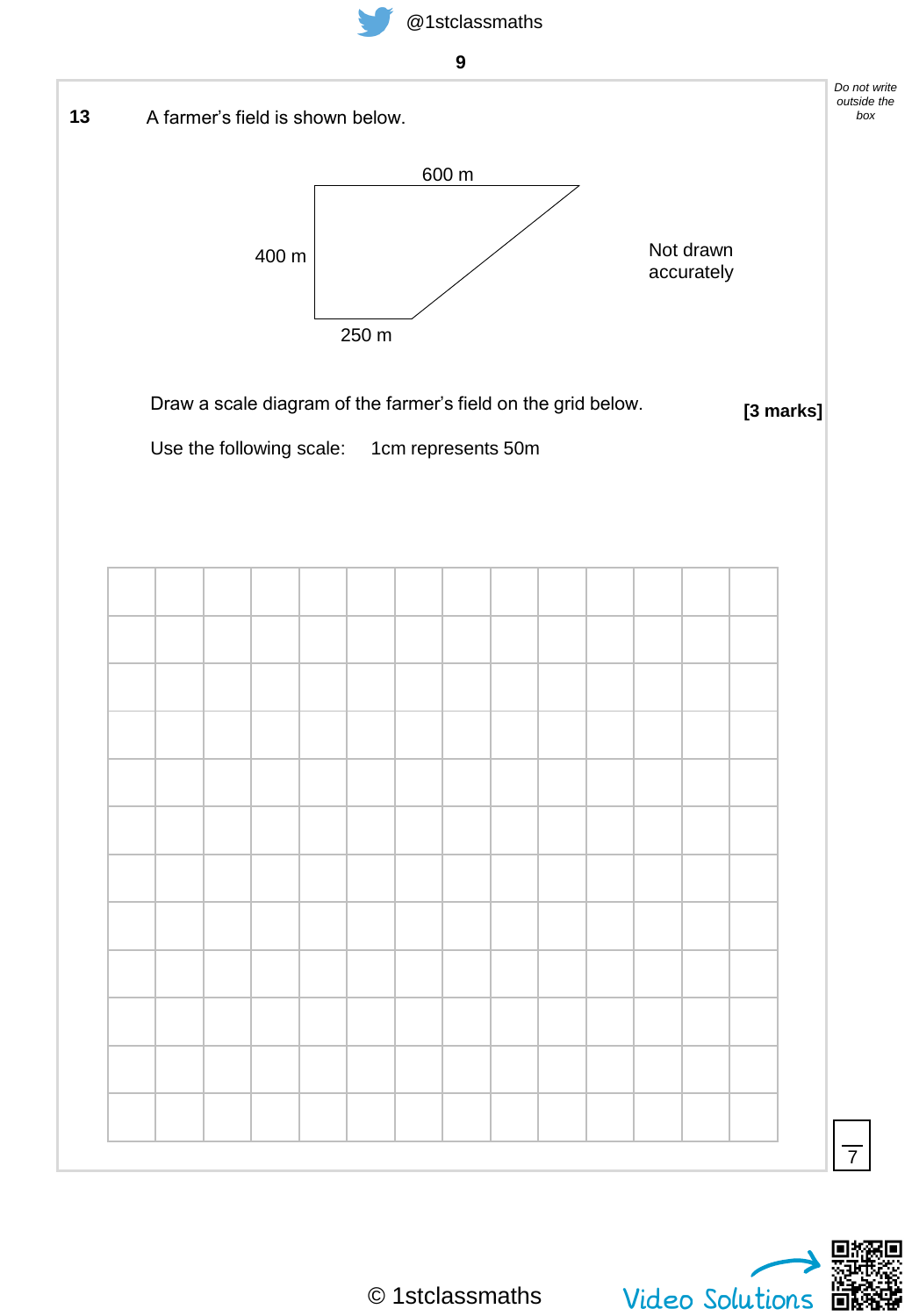**13** A farmer's field is shown below.

600 m

400 m

250 m

Not drawn accurately

Draw a scale diagram of the farmer's field on the grid below. **[3 marks]**

Use the following scale: 1cm represents 50m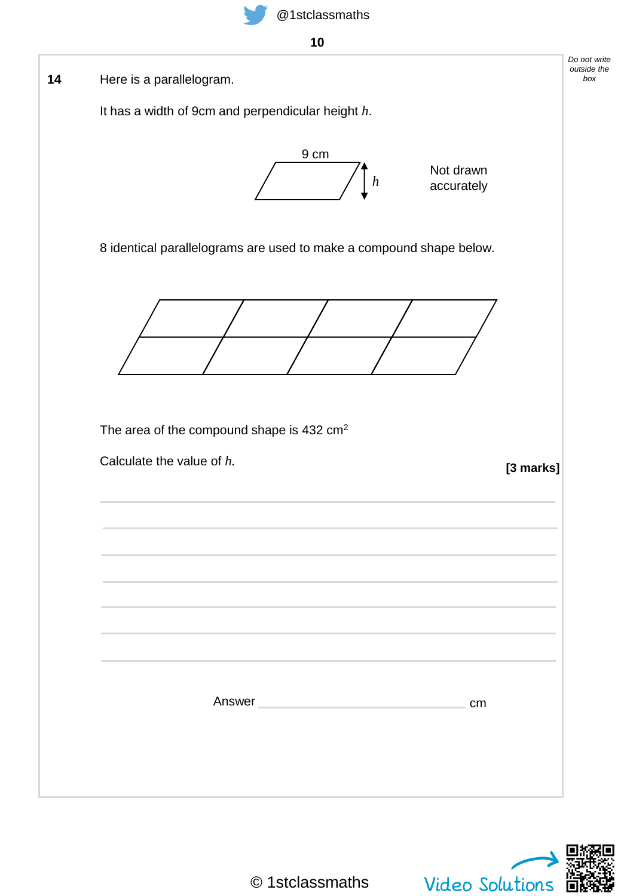**14** Here is a parallelogram.

It has a width of 9cm and perpendicular height $h$.

9 cm

$h$

Not drawn accurately

8 identical parallelograms are used to make a compound shape below.

The area of the compound shape is 432 cm$^2$

Calculate the value of $h$.

**[3 marks]**

Answer ____________________ cm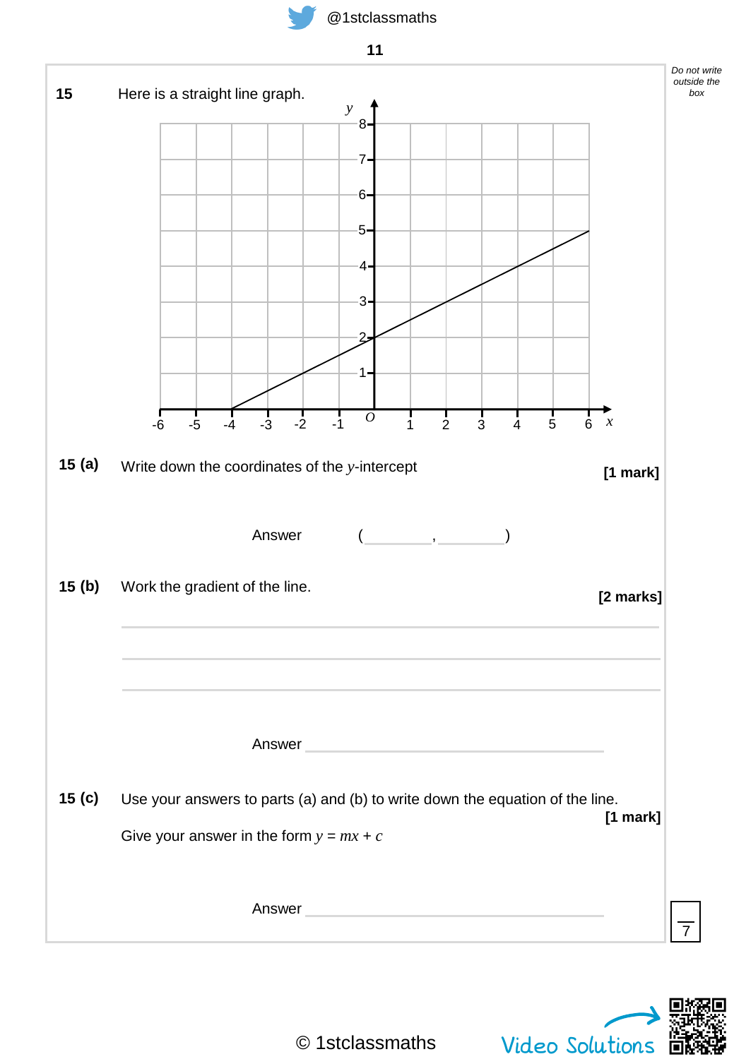**15** Here is a straight line graph.

**15 (a)** Write down the coordinates of the $y$-intercept **[1 mark]**

Answer ( ________ , ________ )

**15 (b)** Work the gradient of the line. **[2 marks]**

---

---

---

Answer ________________________________

**15 (c)** Use your answers to parts (a) and (b) to write down the equation of the line. **[1 mark]**

Give your answer in the form $y = mx + c$

Answer ________________________________

© 1stclassmaths Video Solutions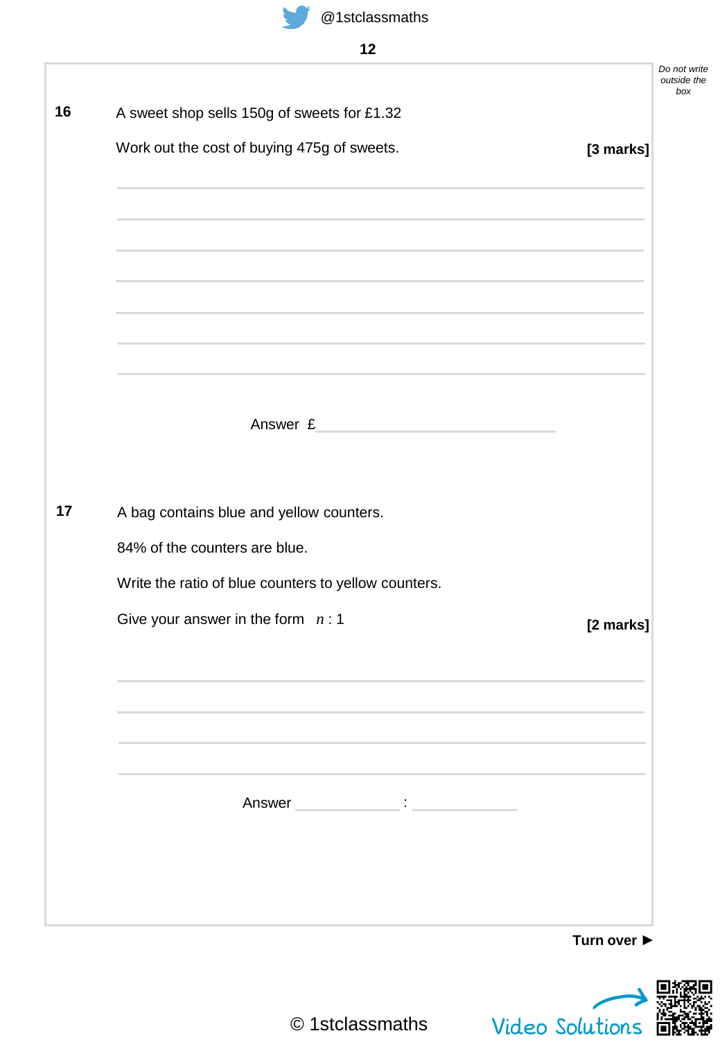**16** A sweet shop sells 150g of sweets for £1.32

Work out the cost of buying 475g of sweets. **[3 marks]**

Answer £ ____________________

**17** A bag contains blue and yellow counters.

84% of the counters are blue.

Write the ratio of blue counters to yellow counters.

Give your answer in the form $n : 1$ **[2 marks]**

Answer ____________ : ____________

© 1stclassmaths

Video Solutions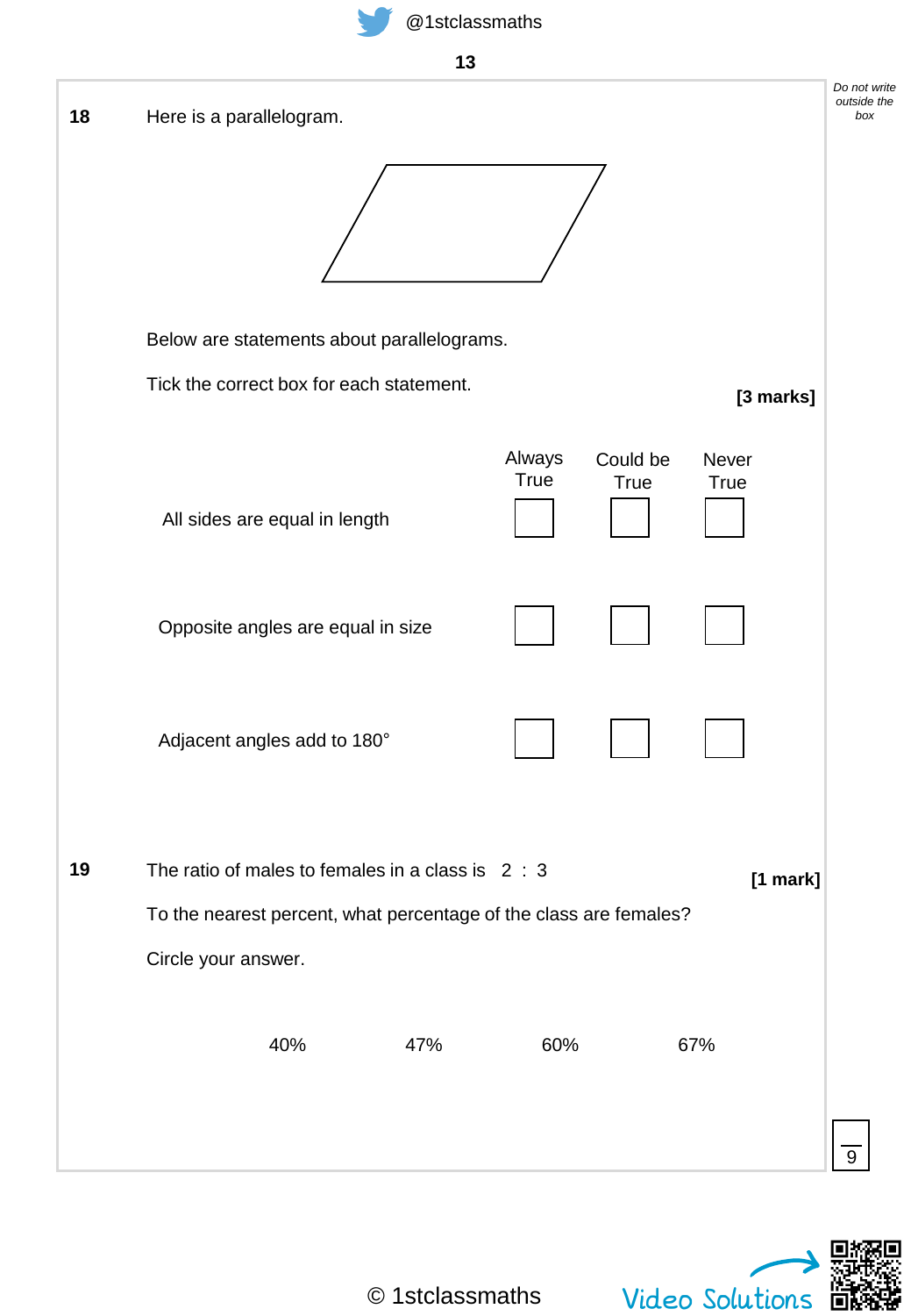**18** Here is a parallelogram.

Below are statements about parallelograms.

Tick the correct box for each statement.

**[3 marks]**

| | Always True | Could be True | Never True |
|---|---|---|---|
| All sides are equal in length | ☐ | ☐ | ☐ |
| Opposite angles are equal in size | ☐ | ☐ | ☐ |
| Adjacent angles add to 180° | ☐ | ☐ | ☐ |

**19** The ratio of males to females in a class is $2 : 3$

**[1 mark]**

To the nearest percent, what percentage of the class are females?

Circle your answer.

40% &nbsp;&nbsp;&nbsp;&nbsp; 47% &nbsp;&nbsp;&nbsp;&nbsp; 60% &nbsp;&nbsp;&nbsp;&nbsp; 67%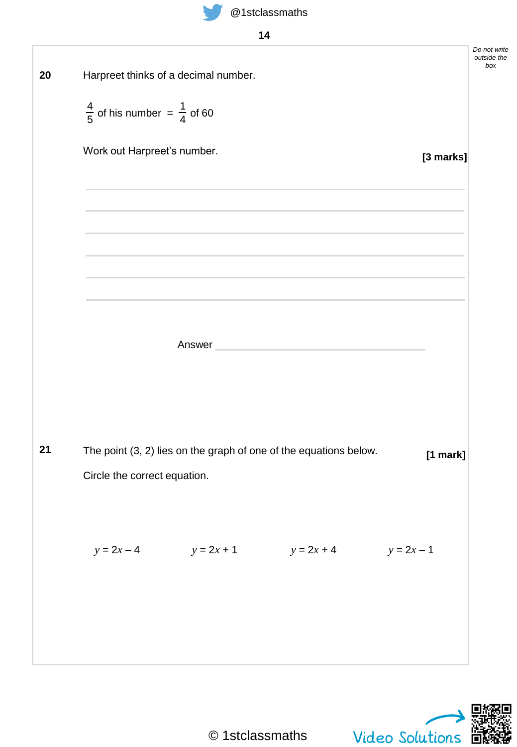**20** Harpreet thinks of a decimal number.

$\frac{4}{5}$ of his number $=$ $\frac{1}{4}$ of 60

Work out Harpreet's number.

**[3 marks]**

Answer ______________________

**21** The point (3, 2) lies on the graph of one of the equations below.

**[1 mark]**

Circle the correct equation.

$y = 2x - 4$ $\qquad$ $y = 2x + 1$ $\qquad$ $y = 2x + 4$ $\qquad$ $y = 2x - 1$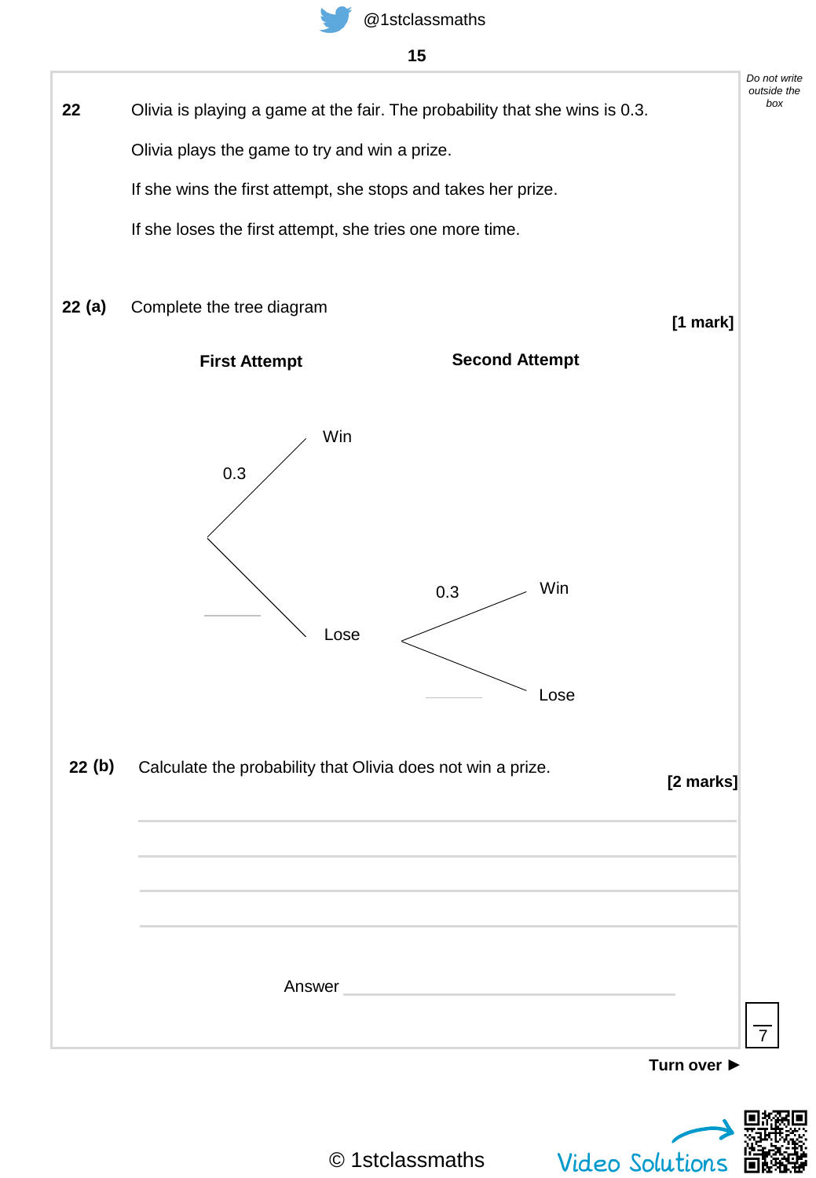**22** Olivia is playing a game at the fair. The probability that she wins is 0.3.

Olivia plays the game to try and win a prize.

If she wins the first attempt, she stops and takes her prize.

If she loses the first attempt, she tries one more time.

**22 (a)** Complete the tree diagram

**[1 mark]**

**First Attempt** **Second Attempt**

- First Attempt:
  - Win: 0.3
  - Lose: ______
    - Second Attempt:
      - Win: 0.3
      - Lose: ______

**22 (b)** Calculate the probability that Olivia does not win a prize.

**[2 marks]**

______________________________________________________________________

______________________________________________________________________

______________________________________________________________________

______________________________________________________________________

Answer ______________________________

7

**Turn over ►**

© 1stclassmaths

Video Solutions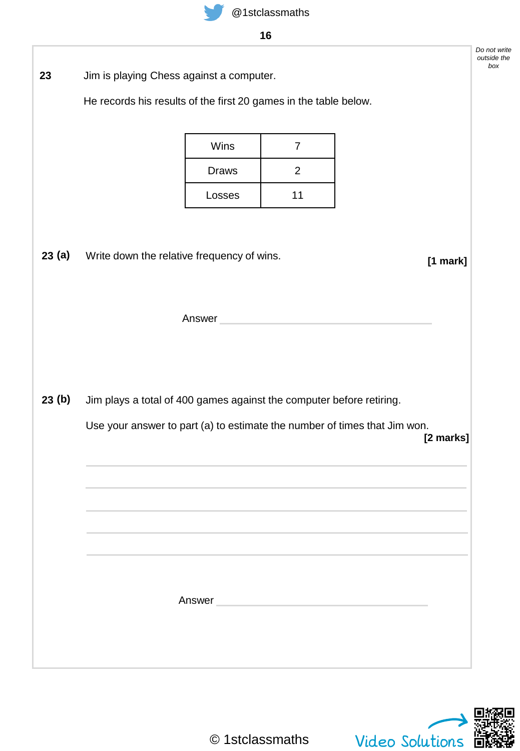*Do not write outside the box*

**23** Jim is playing Chess against a computer.

He records his results of the first 20 games in the table below.

| Wins | 7 |
|---|---|
| Draws | 2 |
| Losses | 11 |

**23 (a)** Write down the relative frequency of wins. **[1 mark]**

Answer ______________________________

**23 (b)** Jim plays a total of 400 games against the computer before retiring.

Use your answer to part (a) to estimate the number of times that Jim won. **[2 marks]**

______________________________

______________________________

______________________________

______________________________

______________________________

Answer ______________________________

Video Solutions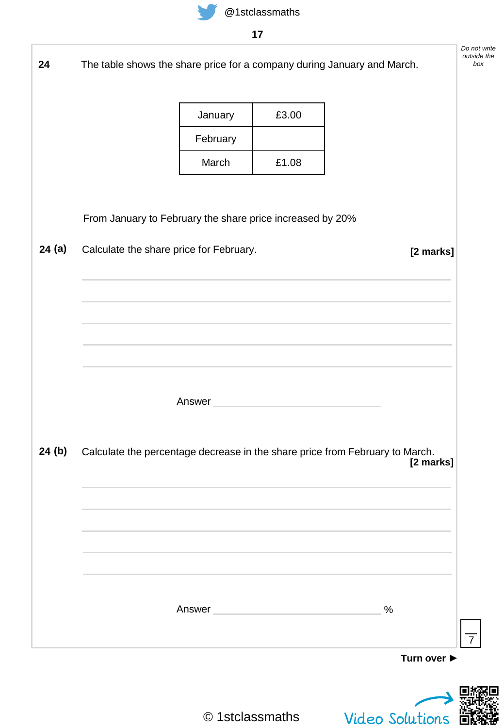*Do not write outside the box*

**24** The table shows the share price for a company during January and March.

| January | £3.00 |
|---|---|
| February | |
| March | £1.08 |

From January to February the share price increased by 20%

**24 (a)** Calculate the share price for February. **[2 marks]**

Answer ____________________

**24 (b)** Calculate the percentage decrease in the share price from February to March. **[2 marks]**

Answer ____________________ %

7

**Turn over ►**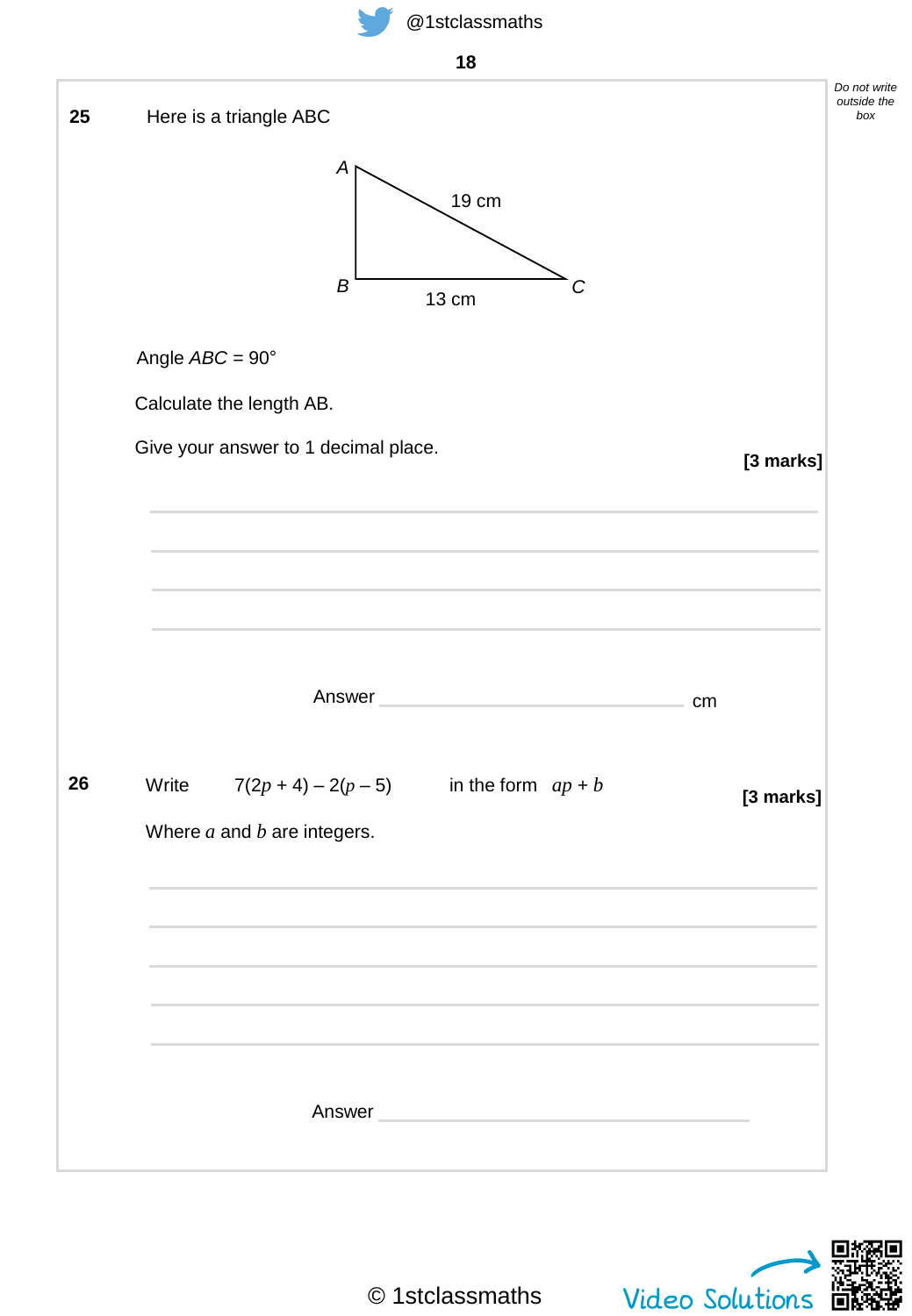**25** Here is a triangle ABC

A

19 cm

B C

13 cm

Angle $ABC = 90°$

Calculate the length AB.

Give your answer to 1 decimal place.

**[3 marks]**

Answer ______________________ cm

**26** Write $7(2p + 4) - 2(p - 5)$ in the form $ap + b$

**[3 marks]**

Where $a$ and $b$ are integers.

Answer ______________________

© 1stclassmaths

Video Solutions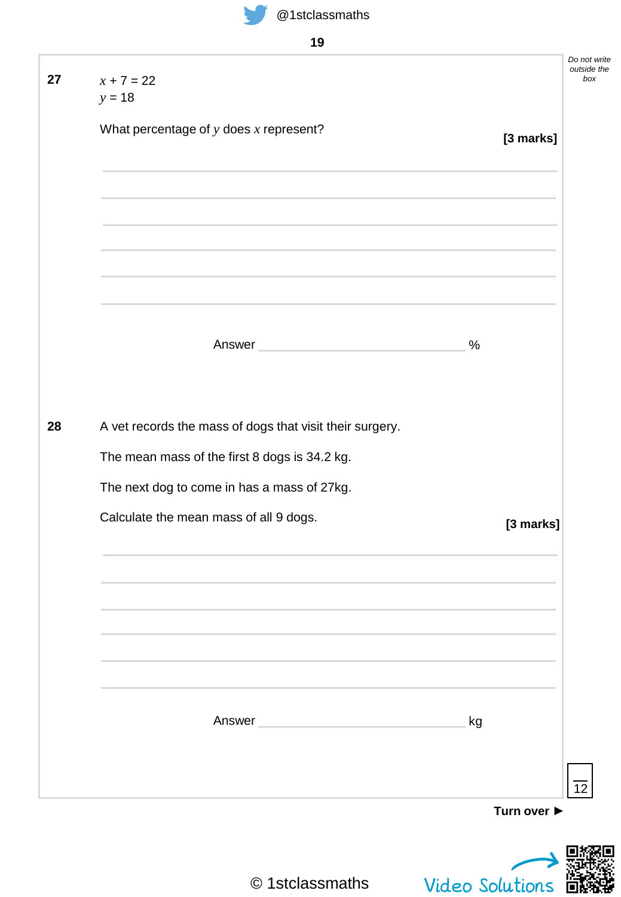**27** $x + 7 = 22$

$y = 18$

What percentage of $y$ does $x$ represent?

**[3 marks]**

Answer ______________________ %

**28** A vet records the mass of dogs that visit their surgery.

The mean mass of the first 8 dogs is 34.2 kg.

The next dog to come in has a mass of 27kg.

Calculate the mean mass of all 9 dogs.

**[3 marks]**

Answer ______________________ kg

Turn over ►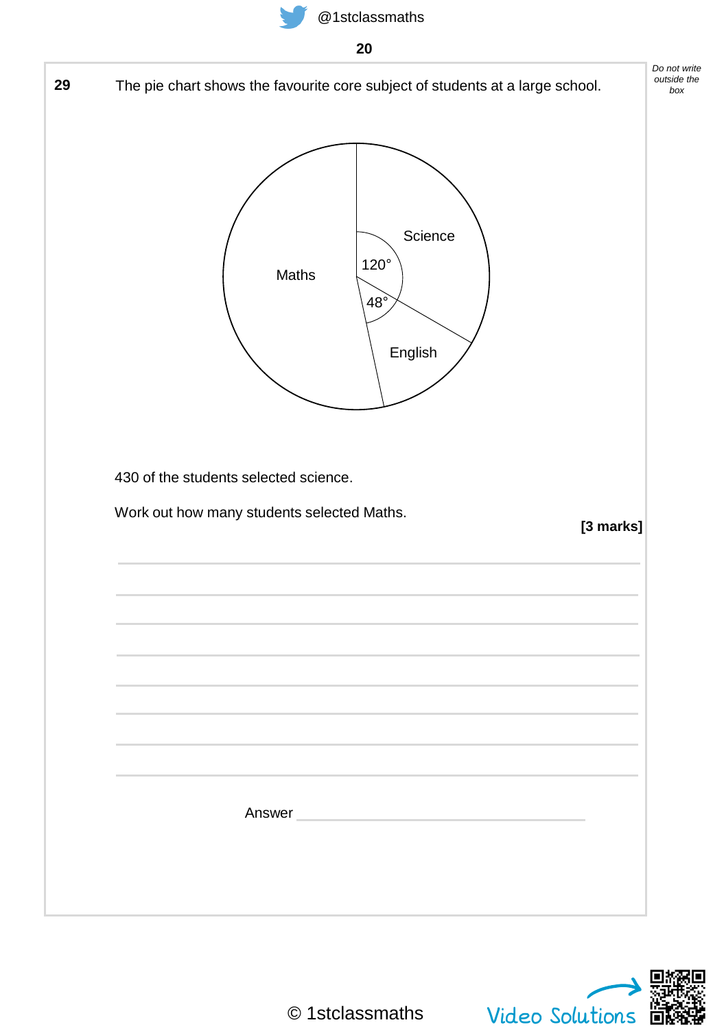**29** The pie chart shows the favourite core subject of students at a large school.

Maths

Science

English

$120°$

$48°$

430 of the students selected science.

Work out how many students selected Maths.

**[3 marks]**

Answer ______________________________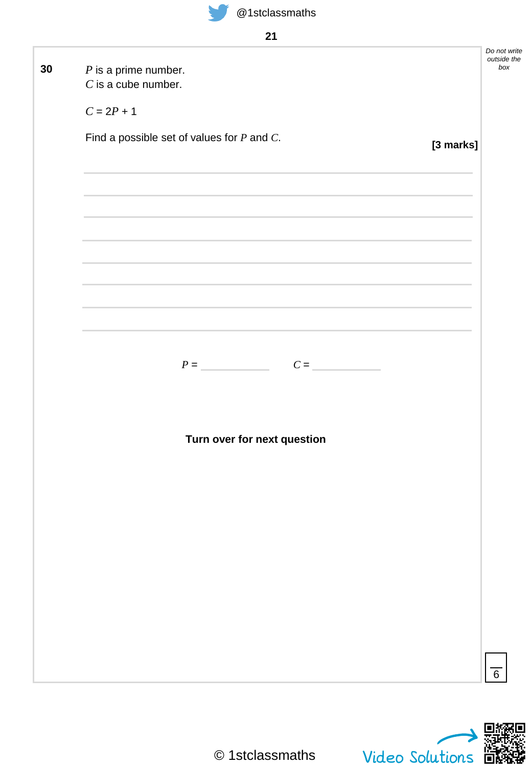**30** $P$ is a prime number.
$C$ is a cube number.

$C = 2P + 1$

Find a possible set of values for $P$ and $C$.

**[3 marks]**

$P =$ ____________ $C =$ ____________

**Turn over for next question**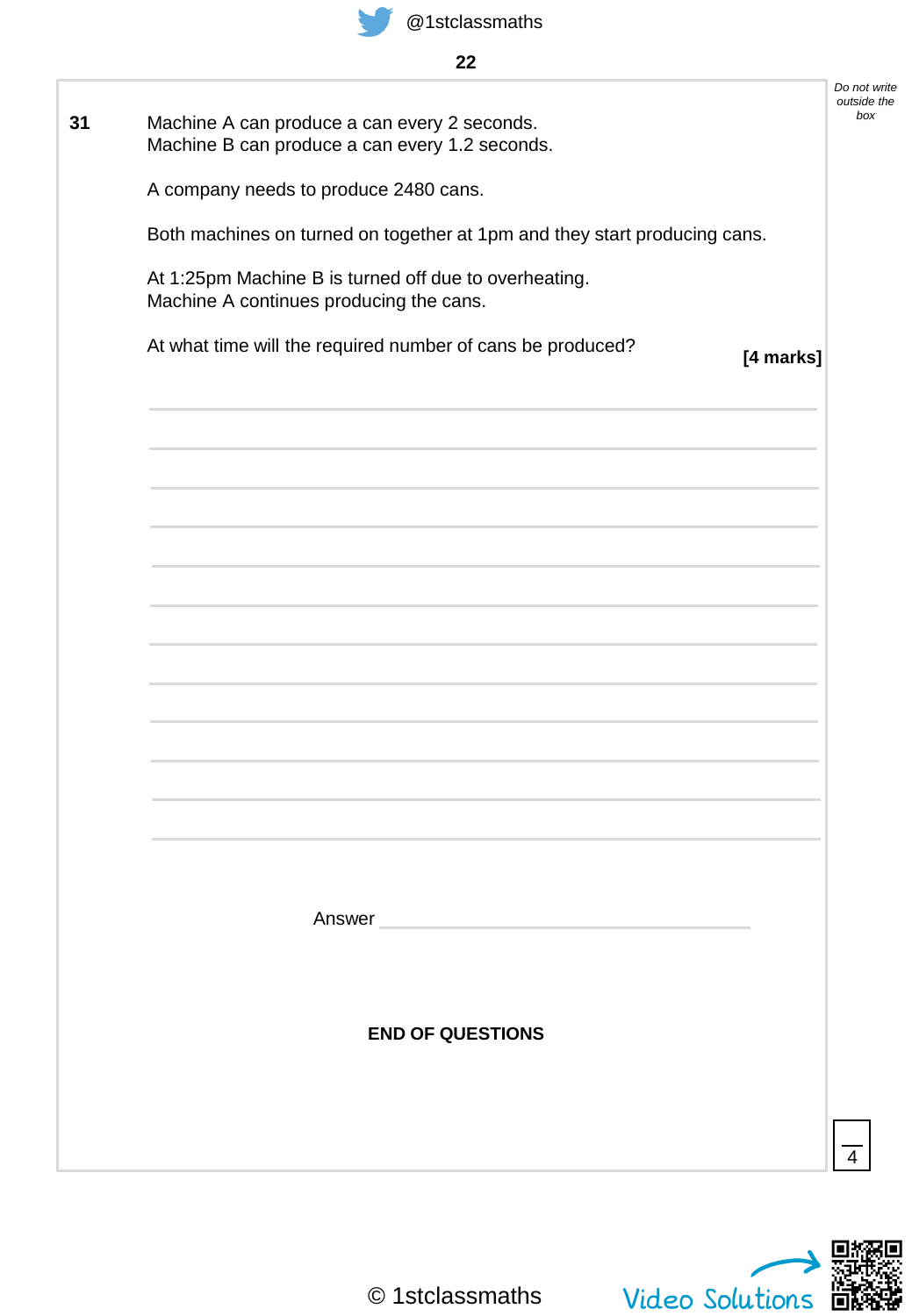**31** Machine A can produce a can every 2 seconds.
Machine B can produce a can every 1.2 seconds.

A company needs to produce 2480 cans.

Both machines on turned on together at 1pm and they start producing cans.

At 1:25pm Machine B is turned off due to overheating.
Machine A continues producing the cans.

At what time will the required number of cans be produced?

**[4 marks]**

Answer ______________________________

**END OF QUESTIONS**